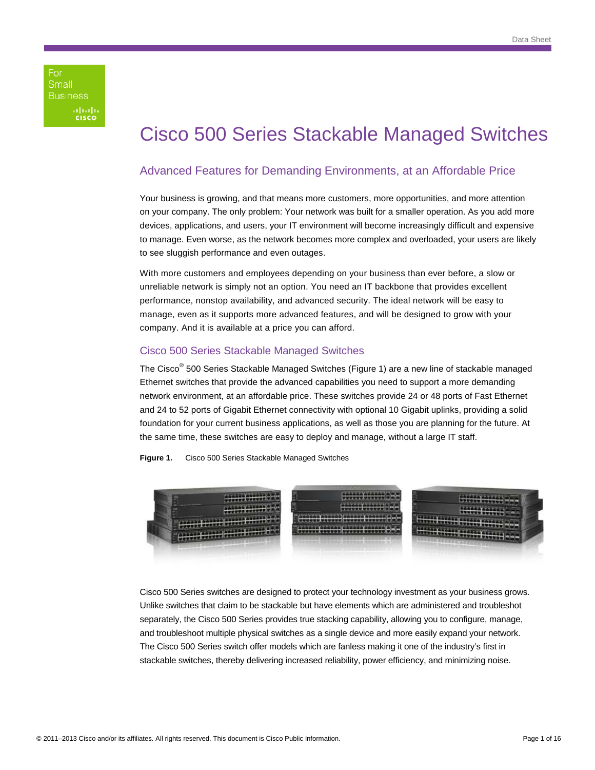For Small Business

# Cisco 500 Series Stackable Managed Switches

## Advanced Features for Demanding Environments, at an Affordable Price

Your business is growing, and that means more customers, more opportunities, and more attention on your company. The only problem: Your network was built for a smaller operation. As you add more devices, applications, and users, your IT environment will become increasingly difficult and expensive to manage. Even worse, as the network becomes more complex and overloaded, your users are likely to see sluggish performance and even outages.

With more customers and employees depending on your business than ever before, a slow or unreliable network is simply not an option. You need an IT backbone that provides excellent performance, nonstop availability, and advanced security. The ideal network will be easy to manage, even as it supports more advanced features, and will be designed to grow with your company. And it is available at a price you can afford.

### Cisco 500 Series Stackable Managed Switches

The Cisco® 500 Series Stackable Managed Switches (Figure 1) are a new line of stackable managed Ethernet switches that provide the advanced capabilities you need to support a more demanding network environment, at an affordable price. These switches provide 24 or 48 ports of Fast Ethernet and 24 to 52 ports of Gigabit Ethernet connectivity with optional 10 Gigabit uplinks, providing a solid foundation for your current business applications, as well as those you are planning for the future. At the same time, these switches are easy to deploy and manage, without a large IT staff.

**Figure 1.** Cisco 500 Series Stackable Managed Switches

Cisco 500 Series switches are designed to protect your technology investment as your business grows. Unlike switches that claim to be stackable but have elements which are administered and troubleshot separately, the Cisco 500 Series provides true stacking capability, allowing you to configure, manage, and troubleshoot multiple physical switches as a single device and more easily expand your network. The Cisco 500 Series switch offer models which are fanless making it one of the industry's first in stackable switches, thereby delivering increased reliability, power efficiency, and minimizing noise.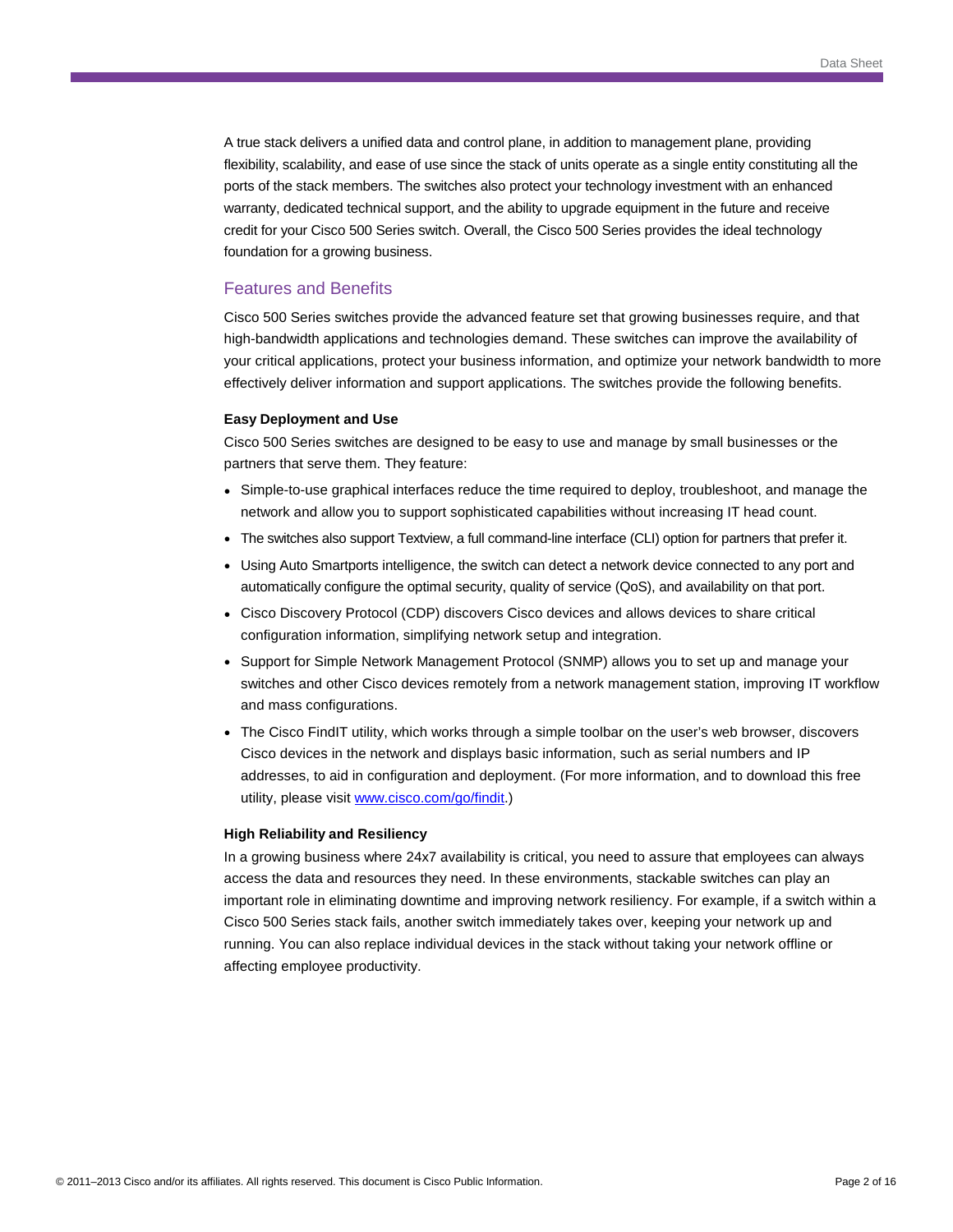A true stack delivers a unified data and control plane, in addition to management plane, providing flexibility, scalability, and ease of use since the stack of units operate as a single entity constituting all the ports of the stack members. The switches also protect your technology investment with an enhanced warranty, dedicated technical support, and the ability to upgrade equipment in the future and receive credit for your Cisco 500 Series switch. Overall, the Cisco 500 Series provides the ideal technology foundation for a growing business.

## Features and Benefits

Cisco 500 Series switches provide the advanced feature set that growing businesses require, and that high-bandwidth applications and technologies demand. These switches can improve the availability of your critical applications, protect your business information, and optimize your network bandwidth to more effectively deliver information and support applications. The switches provide the following benefits.

### Easy Deployment and Use

Cisco 500 Series switches are designed to be easy to use and manage by small businesses or the partners that serve them. They feature:

- Simple-to-use graphical interfaces reduce the time required to deploy, troubleshoot, and manage the network and allow you to support sophisticated capabilities without increasing IT head count.
- The switches also support Textview, a full command-line interface (CLI) option for partners that prefer it.
- Using Auto Smartports intelligence, the switch can detect a network device connected to any port and automatically configure the optimal security, quality of service (QoS), and availability on that port.
- Cisco Discovery Protocol (CDP) discovers Cisco devices and allows devices to share critical configuration information, simplifying network setup and integration.
- Support for Simple Network Management Protocol (SNMP) allows you to set up and manage your switches and other Cisco devices remotely from a network management station, improving IT workflow and mass configurations.
- The Cisco FindIT utility, which works through a simple toolbar on the user's web browser, discovers Cisco devices in the network and displays basic information, such as serial numbers and IP addresses, to aid in configuration and deployment. (For more information, and to download this free utility, please visit [www.cisco.com/go/findit](http://www.cisco.com/go/findit).)

### High Reliability and Resiliency

In a growing business where 24x7 availability is critical, you need to assure that employees can always access the data and resources they need. In these environments, stackable switches can play an important role in eliminating downtime and improving network resiliency. For example, if a switch within a Cisco 500 Series stack fails, another switch immediately takes over, keeping your network up and running. You can also replace individual devices in the stack without taking your network offline or affecting employee productivity.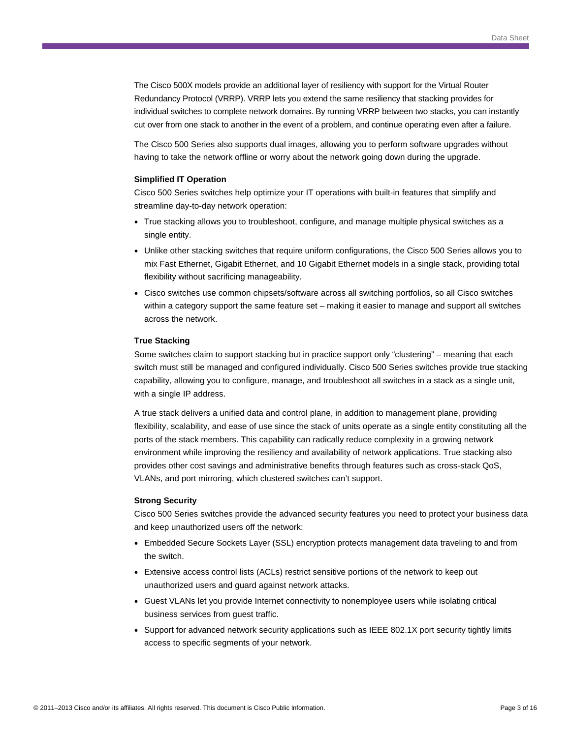The Cisco 500X models provide an additional layer of resiliency with support for the Virtual Router Redundancy Protocol (VRRP). VRRP lets you extend the same resiliency that stacking provides for individual switches to complete network domains. By running VRRP between two stacks, you can instantly cut over from one stack to another in the event of a problem, and continue operating even after a failure.

The Cisco 500 Series also supports dual images, allowing you to perform software upgrades without having to take the network offline or worry about the network going down during the upgrade.

**Simplified IT Operation**

Cisco 500 Series switches help optimize your IT operations with built-in features that simplify and streamline day-to-day network operation:

- True stacking allows you to troubleshoot, configure, and manage multiple physical switches as a single entity.
- Unlike other stacking switches that require uniform configurations, the Cisco 500 Series allows you to mix Fast Ethernet, Gigabit Ethernet, and 10 Gigabit Ethernet models in a single stack, providing total flexibility without sacrificing manageability.
- Cisco switches use common chipsets/software across all switching portfolios, so all Cisco switches within a category support the same feature set – making it easier to manage and support all switches across the network.

**True Stacking**

Some switches claim to support stacking but in practice support only "clustering" – meaning that each switch must still be managed and configured individually. Cisco 500 Series switches provide true stacking capability, allowing you to configure, manage, and troubleshoot all switches in a stack as a single unit, with a single IP address.

A true stack delivers a unified data and control plane, in addition to management plane, providing flexibility, scalability, and ease of use since the stack of units operate as a single entity constituting all the ports of the stack members. This capability can radically reduce complexity in a growing network environment while improving the resiliency and availability of network applications. True stacking also provides other cost savings and administrative benefits through features such as cross-stack QoS, VLANs, and port mirroring, which clustered switches can't support.

**Strong Security**

Cisco 500 Series switches provide the advanced security features you need to protect your business data and keep unauthorized users off the network:

- Embedded Secure Sockets Layer (SSL) encryption protects management data traveling to and from the switch.
- Extensive access control lists (ACLs) restrict sensitive portions of the network to keep out unauthorized users and guard against network attacks.
- Guest VLANs let you provide Internet connectivity to nonemployee users while isolating critical business services from guest traffic.
- Support for advanced network security applications such as IEEE 802.1X port security tightly limits access to specific segments of your network.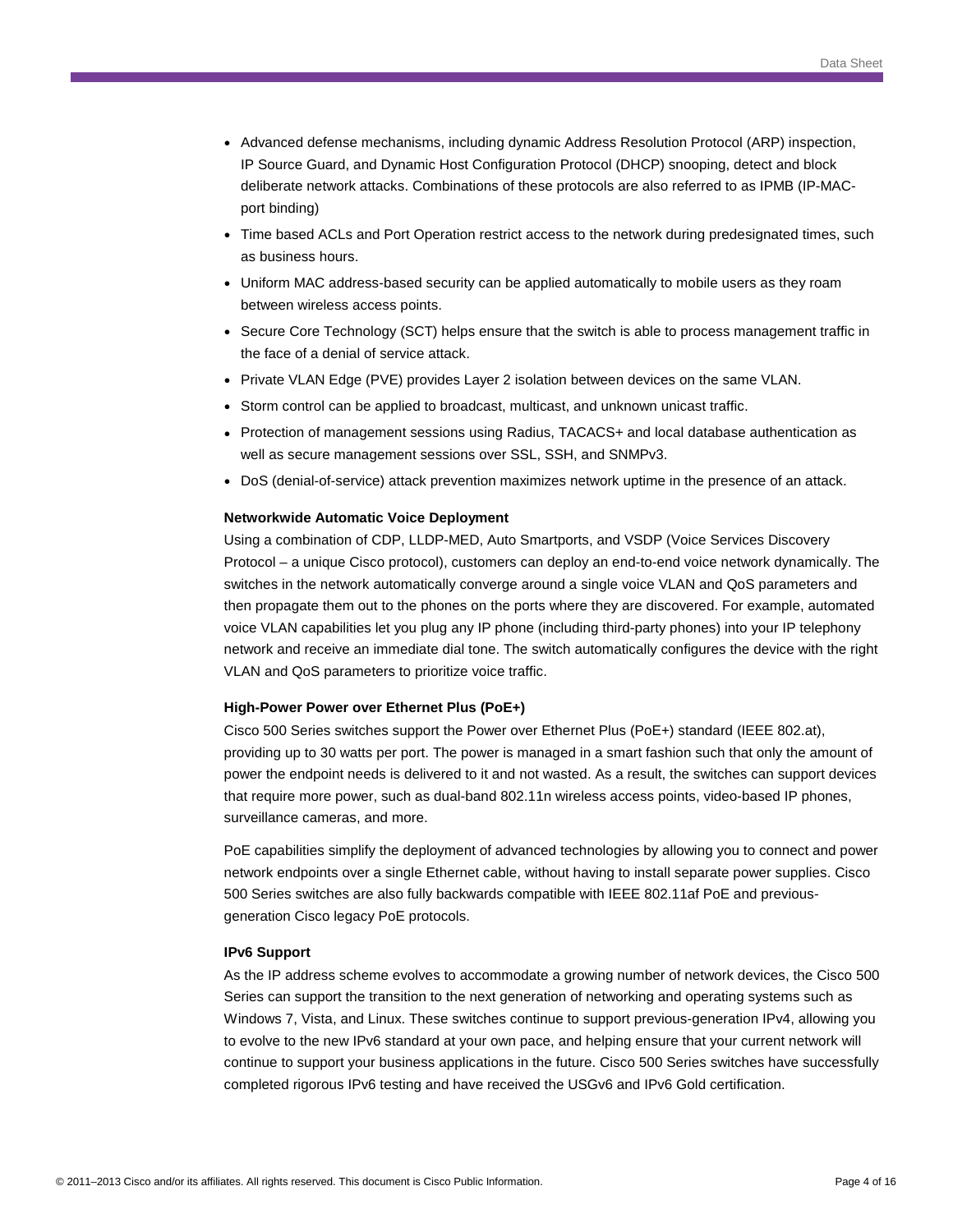- Advanced defense mechanisms, including dynamic Address Resolution Protocol (ARP) inspection, IP Source Guard, and Dynamic Host Configuration Protocol (DHCP) snooping, detect and block deliberate network attacks. Combinations of these protocols are also referred to as IPMB (IP-MAC-port binding)
- Time based ACLs and Port Operation restrict access to the network during predesignated times, such as business hours.
- Uniform MAC address-based security can be applied automatically to mobile users as they roam between wireless access points.
- Secure Core Technology (SCT) helps ensure that the switch is able to process management traffic in the face of a denial of service attack.
- Private VLAN Edge (PVE) provides Layer 2 isolation between devices on the same VLAN.
- Storm control can be applied to broadcast, multicast, and unknown unicast traffic.
- Protection of management sessions using Radius, TACACS+ and local database authentication as well as secure management sessions over SSL, SSH, and SNMPv3.
- DoS (denial-of-service) attack prevention maximizes network uptime in the presence of an attack.

**Networkwide Automatic Voice Deployment**

Using a combination of CDP, LLDP-MED, Auto Smartports, and VSDP (Voice Services Discovery Protocol – a unique Cisco protocol), customers can deploy an end-to-end voice network dynamically. The switches in the network automatically converge around a single voice VLAN and QoS parameters and then propagate them out to the phones on the ports where they are discovered. For example, automated voice VLAN capabilities let you plug any IP phone (including third-party phones) into your IP telephony network and receive an immediate dial tone. The switch automatically configures the device with the right VLAN and QoS parameters to prioritize voice traffic.

**High-Power Power over Ethernet Plus (PoE+)**

Cisco 500 Series switches support the Power over Ethernet Plus (PoE+) standard (IEEE 802.at), providing up to 30 watts per port. The power is managed in a smart fashion such that only the amount of power the endpoint needs is delivered to it and not wasted. As a result, the switches can support devices that require more power, such as dual-band 802.11n wireless access points, video-based IP phones, surveillance cameras, and more.

PoE capabilities simplify the deployment of advanced technologies by allowing you to connect and power network endpoints over a single Ethernet cable, without having to install separate power supplies. Cisco 500 Series switches are also fully backwards compatible with IEEE 802.11af PoE and previous-generation Cisco legacy PoE protocols.

**IPv6 Support**

As the IP address scheme evolves to accommodate a growing number of network devices, the Cisco 500 Series can support the transition to the next generation of networking and operating systems such as Windows 7, Vista, and Linux. These switches continue to support previous-generation IPv4, allowing you to evolve to the new IPv6 standard at your own pace, and helping ensure that your current network will continue to support your business applications in the future. Cisco 500 Series switches have successfully completed rigorous IPv6 testing and have received the USGv6 and IPv6 Gold certification.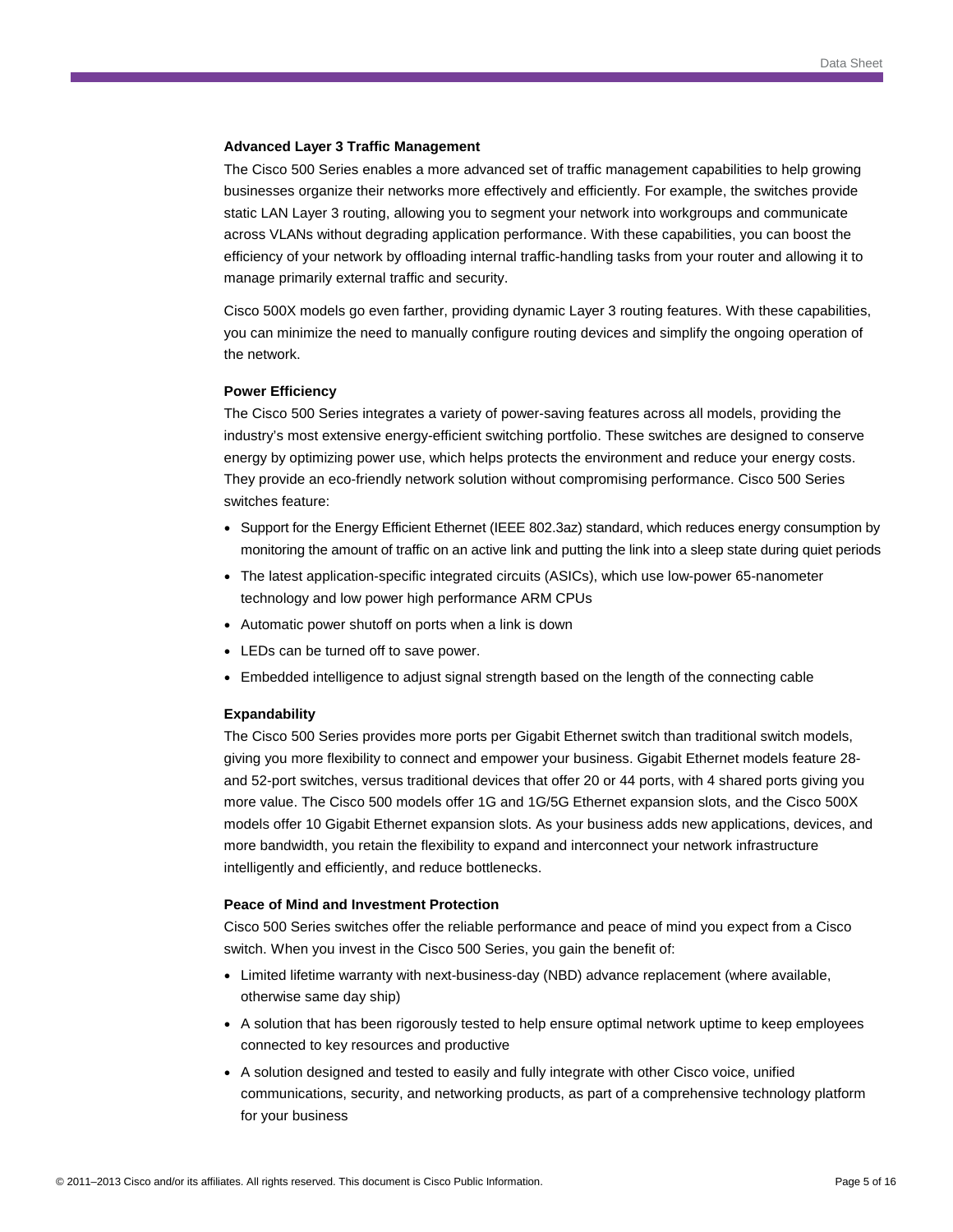**Advanced Layer 3 Traffic Management**

The Cisco 500 Series enables a more advanced set of traffic management capabilities to help growing businesses organize their networks more effectively and efficiently. For example, the switches provide static LAN Layer 3 routing, allowing you to segment your network into workgroups and communicate across VLANs without degrading application performance. With these capabilities, you can boost the efficiency of your network by offloading internal traffic-handling tasks from your router and allowing it to manage primarily external traffic and security.

Cisco 500X models go even farther, providing dynamic Layer 3 routing features. With these capabilities, you can minimize the need to manually configure routing devices and simplify the ongoing operation of the network.

**Power Efficiency**

The Cisco 500 Series integrates a variety of power-saving features across all models, providing the industry's most extensive energy-efficient switching portfolio. These switches are designed to conserve energy by optimizing power use, which helps protects the environment and reduce your energy costs. They provide an eco-friendly network solution without compromising performance. Cisco 500 Series switches feature:

- Support for the Energy Efficient Ethernet (IEEE 802.3az) standard, which reduces energy consumption by monitoring the amount of traffic on an active link and putting the link into a sleep state during quiet periods
- The latest application-specific integrated circuits (ASICs), which use low-power 65-nanometer technology and low power high performance ARM CPUs
- Automatic power shutoff on ports when a link is down
- LEDs can be turned off to save power.
- Embedded intelligence to adjust signal strength based on the length of the connecting cable

**Expandability**

The Cisco 500 Series provides more ports per Gigabit Ethernet switch than traditional switch models, giving you more flexibility to connect and empower your business. Gigabit Ethernet models feature 28- and 52-port switches, versus traditional devices that offer 20 or 44 ports, with 4 shared ports giving you more value. The Cisco 500 models offer 1G and 1G/5G Ethernet expansion slots, and the Cisco 500X models offer 10 Gigabit Ethernet expansion slots. As your business adds new applications, devices, and more bandwidth, you retain the flexibility to expand and interconnect your network infrastructure intelligently and efficiently, and reduce bottlenecks.

**Peace of Mind and Investment Protection**

Cisco 500 Series switches offer the reliable performance and peace of mind you expect from a Cisco switch. When you invest in the Cisco 500 Series, you gain the benefit of:

- Limited lifetime warranty with next-business-day (NBD) advance replacement (where available, otherwise same day ship)
- A solution that has been rigorously tested to help ensure optimal network uptime to keep employees connected to key resources and productive
- A solution designed and tested to easily and fully integrate with other Cisco voice, unified communications, security, and networking products, as part of a comprehensive technology platform for your business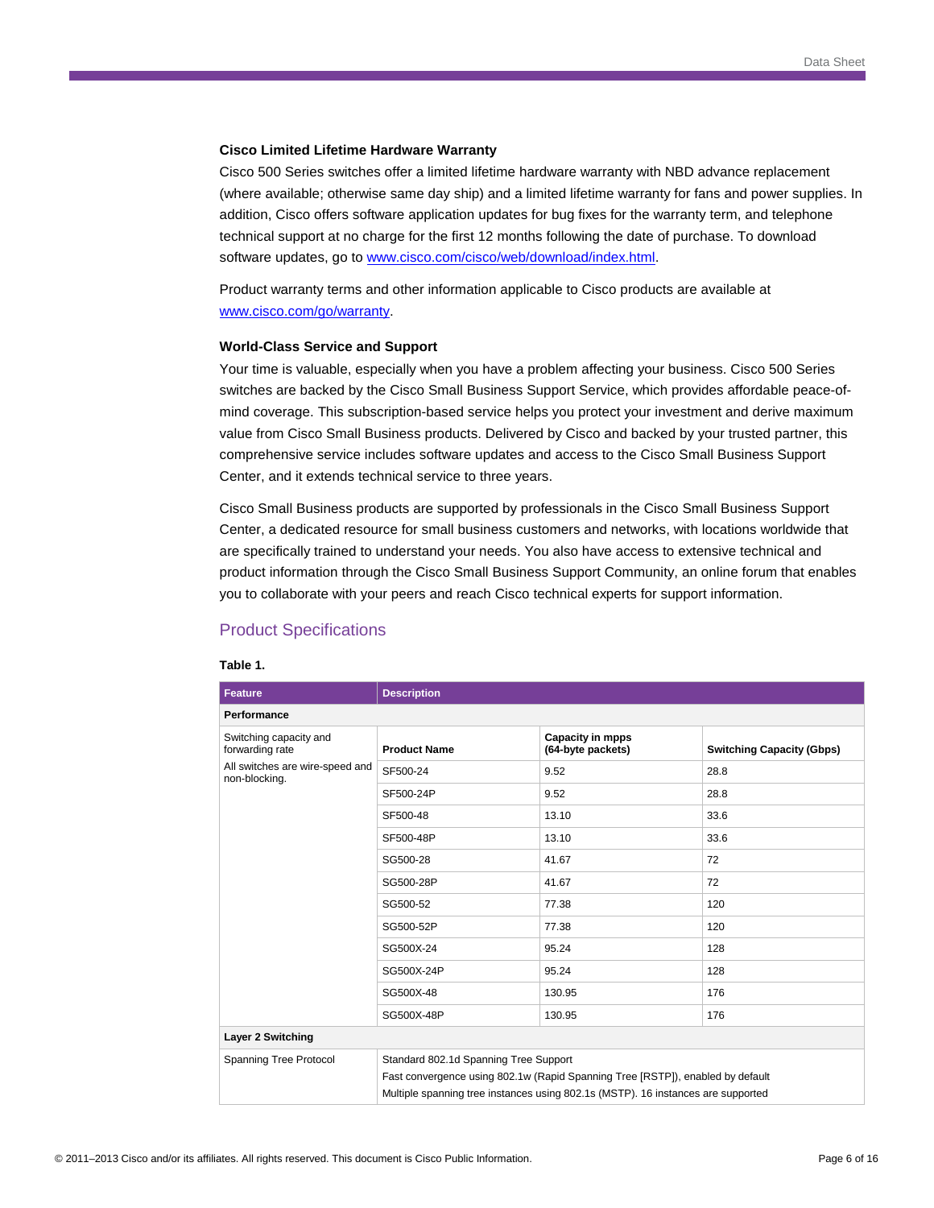**Cisco Limited Lifetime Hardware Warranty**

Cisco 500 Series switches offer a limited lifetime hardware warranty with NBD advance replacement (where available; otherwise same day ship) and a limited lifetime warranty for fans and power supplies. In addition, Cisco offers software application updates for bug fixes for the warranty term, and telephone technical support at no charge for the first 12 months following the date of purchase. To download software updates, go to www.cisco.com/cisco/web/download/index.html.

Product warranty terms and other information applicable to Cisco products are available at www.cisco.com/go/warranty.

**World-Class Service and Support**

Your time is valuable, especially when you have a problem affecting your business. Cisco 500 Series switches are backed by the Cisco Small Business Support Service, which provides affordable peace-of-mind coverage. This subscription-based service helps you protect your investment and derive maximum value from Cisco Small Business products. Delivered by Cisco and backed by your trusted partner, this comprehensive service includes software updates and access to the Cisco Small Business Support Center, and it extends technical service to three years.

Cisco Small Business products are supported by professionals in the Cisco Small Business Support Center, a dedicated resource for small business customers and networks, with locations worldwide that are specifically trained to understand your needs. You also have access to extensive technical and product information through the Cisco Small Business Support Community, an online forum that enables you to collaborate with your peers and reach Cisco technical experts for support information.

## Product Specifications

**Table 1.**

| Feature | Description | | |
|---|---|---|---|
| **Performance** | | | |
| Switching capacity and forwarding rate<br>All switches are wire-speed and non-blocking. | **Product Name** | **Capacity in mpps (64-byte packets)** | **Switching Capacity (Gbps)** |
| | SF500-24 | 9.52 | 28.8 |
| | SF500-24P | 9.52 | 28.8 |
| | SF500-48 | 13.10 | 33.6 |
| | SF500-48P | 13.10 | 33.6 |
| | SG500-28 | 41.67 | 72 |
| | SG500-28P | 41.67 | 72 |
| | SG500-52 | 77.38 | 120 |
| | SG500-52P | 77.38 | 120 |
| | SG500X-24 | 95.24 | 128 |
| | SG500X-24P | 95.24 | 128 |
| | SG500X-48 | 130.95 | 176 |
| | SG500X-48P | 130.95 | 176 |
| **Layer 2 Switching** | | | |
| Spanning Tree Protocol | Standard 802.1d Spanning Tree Support<br>Fast convergence using 802.1w (Rapid Spanning Tree [RSTP]), enabled by default<br>Multiple spanning tree instances using 802.1s (MSTP). 16 instances are supported | | |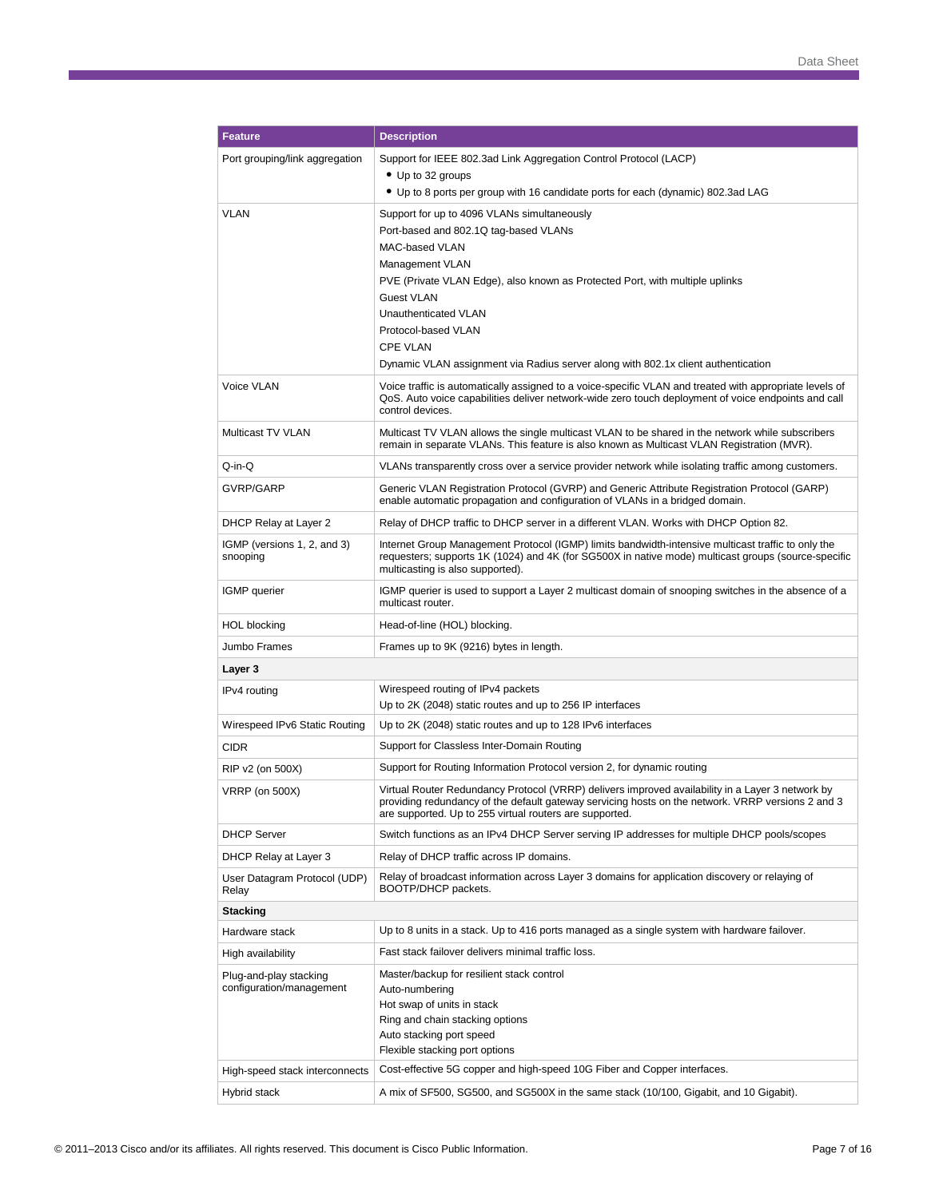| Feature | Description |
|---|---|
| Port grouping/link aggregation | Support for IEEE 802.3ad Link Aggregation Control Protocol (LACP)<br>• Up to 32 groups<br>• Up to 8 ports per group with 16 candidate ports for each (dynamic) 802.3ad LAG |
| VLAN | Support for up to 4096 VLANs simultaneously<br>Port-based and 802.1Q tag-based VLANs<br>MAC-based VLAN<br>Management VLAN<br>PVE (Private VLAN Edge), also known as Protected Port, with multiple uplinks<br>Guest VLAN<br>Unauthenticated VLAN<br>Protocol-based VLAN<br>CPE VLAN<br>Dynamic VLAN assignment via Radius server along with 802.1x client authentication |
| Voice VLAN | Voice traffic is automatically assigned to a voice-specific VLAN and treated with appropriate levels of QoS. Auto voice capabilities deliver network-wide zero touch deployment of voice endpoints and call control devices. |
| Multicast TV VLAN | Multicast TV VLAN allows the single multicast VLAN to be shared in the network while subscribers remain in separate VLANs. This feature is also known as Multicast VLAN Registration (MVR). |
| Q-in-Q | VLANs transparently cross over a service provider network while isolating traffic among customers. |
| GVRP/GARP | Generic VLAN Registration Protocol (GVRP) and Generic Attribute Registration Protocol (GARP) enable automatic propagation and configuration of VLANs in a bridged domain. |
| DHCP Relay at Layer 2 | Relay of DHCP traffic to DHCP server in a different VLAN. Works with DHCP Option 82. |
| IGMP (versions 1, 2, and 3) snooping | Internet Group Management Protocol (IGMP) limits bandwidth-intensive multicast traffic to only the requesters; supports 1K (1024) and 4K (for SG500X in native mode) multicast groups (source-specific multicasting is also supported). |
| IGMP querier | IGMP querier is used to support a Layer 2 multicast domain of snooping switches in the absence of a multicast router. |
| HOL blocking | Head-of-line (HOL) blocking. |
| Jumbo Frames | Frames up to 9K (9216) bytes in length. |
| **Layer 3** | |
| IPv4 routing | Wirespeed routing of IPv4 packets<br>Up to 2K (2048) static routes and up to 256 IP interfaces |
| Wirespeed IPv6 Static Routing | Up to 2K (2048) static routes and up to 128 IPv6 interfaces |
| CIDR | Support for Classless Inter-Domain Routing |
| RIP v2 (on 500X) | Support for Routing Information Protocol version 2, for dynamic routing |
| VRRP (on 500X) | Virtual Router Redundancy Protocol (VRRP) delivers improved availability in a Layer 3 network by providing redundancy of the default gateway servicing hosts on the network. VRRP versions 2 and 3 are supported. Up to 255 virtual routers are supported. |
| DHCP Server | Switch functions as an IPv4 DHCP Server serving IP addresses for multiple DHCP pools/scopes |
| DHCP Relay at Layer 3 | Relay of DHCP traffic across IP domains. |
| User Datagram Protocol (UDP) Relay | Relay of broadcast information across Layer 3 domains for application discovery or relaying of BOOTP/DHCP packets. |
| **Stacking** | |
| Hardware stack | Up to 8 units in a stack. Up to 416 ports managed as a single system with hardware failover. |
| High availability | Fast stack failover delivers minimal traffic loss. |
| Plug-and-play stacking configuration/management | Master/backup for resilient stack control<br>Auto-numbering<br>Hot swap of units in stack<br>Ring and chain stacking options<br>Auto stacking port speed<br>Flexible stacking port options |
| High-speed stack interconnects | Cost-effective 5G copper and high-speed 10G Fiber and Copper interfaces. |
| Hybrid stack | A mix of SF500, SG500, and SG500X in the same stack (10/100, Gigabit, and 10 Gigabit). |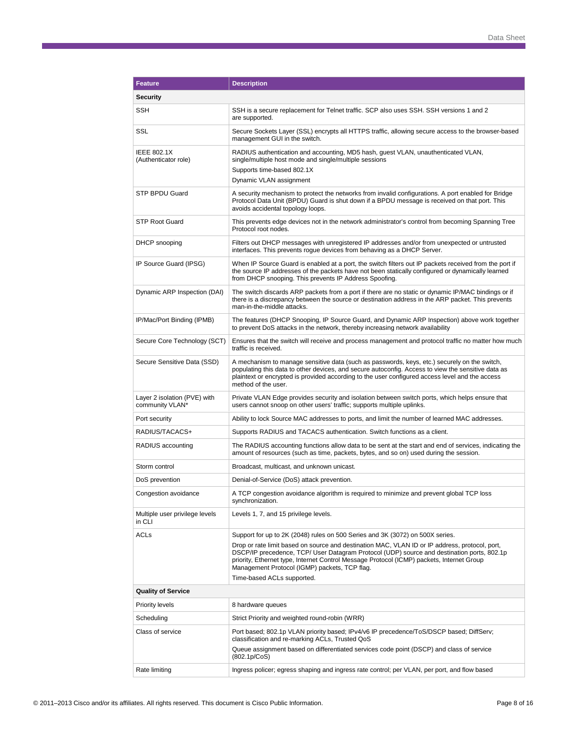| Feature | Description |
| --- | --- |
| **Security** | |
| SSH | SSH is a secure replacement for Telnet traffic. SCP also uses SSH. SSH versions 1 and 2 are supported. |
| SSL | Secure Sockets Layer (SSL) encrypts all HTTPS traffic, allowing secure access to the browser-based management GUI in the switch. |
| IEEE 802.1X (Authenticator role) | RADIUS authentication and accounting, MD5 hash, guest VLAN, unauthenticated VLAN, single/multiple host mode and single/multiple sessions<br>Supports time-based 802.1X<br>Dynamic VLAN assignment |
| STP BPDU Guard | A security mechanism to protect the networks from invalid configurations. A port enabled for Bridge Protocol Data Unit (BPDU) Guard is shut down if a BPDU message is received on that port. This avoids accidental topology loops. |
| STP Root Guard | This prevents edge devices not in the network administrator's control from becoming Spanning Tree Protocol root nodes. |
| DHCP snooping | Filters out DHCP messages with unregistered IP addresses and/or from unexpected or untrusted interfaces. This prevents rogue devices from behaving as a DHCP Server. |
| IP Source Guard (IPSG) | When IP Source Guard is enabled at a port, the switch filters out IP packets received from the port if the source IP addresses of the packets have not been statically configured or dynamically learned from DHCP snooping. This prevents IP Address Spoofing. |
| Dynamic ARP Inspection (DAI) | The switch discards ARP packets from a port if there are no static or dynamic IP/MAC bindings or if there is a discrepancy between the source or destination address in the ARP packet. This prevents man-in-the-middle attacks. |
| IP/Mac/Port Binding (IPMB) | The features (DHCP Snooping, IP Source Guard, and Dynamic ARP Inspection) above work together to prevent DoS attacks in the network, thereby increasing network availability |
| Secure Core Technology (SCT) | Ensures that the switch will receive and process management and protocol traffic no matter how much traffic is received. |
| Secure Sensitive Data (SSD) | A mechanism to manage sensitive data (such as passwords, keys, etc.) securely on the switch, populating this data to other devices, and secure autoconfig. Access to view the sensitive data as plaintext or encrypted is provided according to the user configured access level and the access method of the user. |
| Layer 2 isolation (PVE) with community VLAN* | Private VLAN Edge provides security and isolation between switch ports, which helps ensure that users cannot snoop on other users' traffic; supports multiple uplinks. |
| Port security | Ability to lock Source MAC addresses to ports, and limit the number of learned MAC addresses. |
| RADIUS/TACACS+ | Supports RADIUS and TACACS authentication. Switch functions as a client. |
| RADIUS accounting | The RADIUS accounting functions allow data to be sent at the start and end of services, indicating the amount of resources (such as time, packets, bytes, and so on) used during the session. |
| Storm control | Broadcast, multicast, and unknown unicast. |
| DoS prevention | Denial-of-Service (DoS) attack prevention. |
| Congestion avoidance | A TCP congestion avoidance algorithm is required to minimize and prevent global TCP loss synchronization. |
| Multiple user privilege levels in CLI | Levels 1, 7, and 15 privilege levels. |
| ACLs | Support for up to 2K (2048) rules on 500 Series and 3K (3072) on 500X series.<br>Drop or rate limit based on source and destination MAC, VLAN ID or IP address, protocol, port, DSCP/IP precedence, TCP/ User Datagram Protocol (UDP) source and destination ports, 802.1p priority, Ethernet type, Internet Control Message Protocol (ICMP) packets, Internet Group Management Protocol (IGMP) packets, TCP flag.<br>Time-based ACLs supported. |
| **Quality of Service** | |
| Priority levels | 8 hardware queues |
| Scheduling | Strict Priority and weighted round-robin (WRR) |
| Class of service | Port based; 802.1p VLAN priority based; IPv4/v6 IP precedence/ToS/DSCP based; DiffServ; classification and re-marking ACLs, Trusted QoS<br>Queue assignment based on differentiated services code point (DSCP) and class of service (802.1p/CoS) |
| Rate limiting | Ingress policer; egress shaping and ingress rate control; per VLAN, per port, and flow based |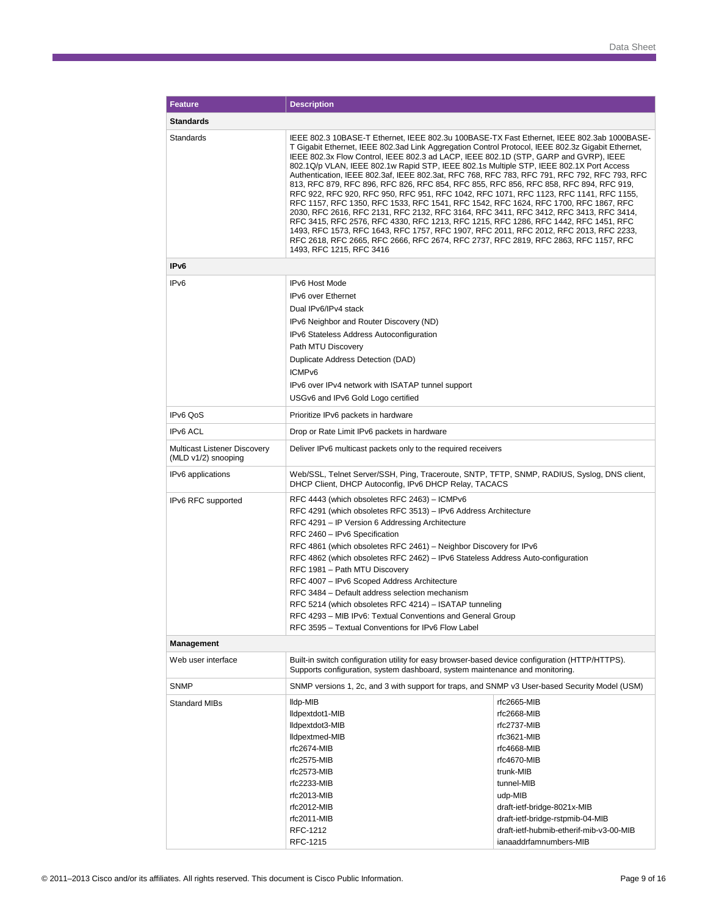| Feature | Description | |
|---|---|---|
| **Standards** | | |
| Standards | IEEE 802.3 10BASE-T Ethernet, IEEE 802.3u 100BASE-TX Fast Ethernet, IEEE 802.3ab 1000BASE-T Gigabit Ethernet, IEEE 802.3ad Link Aggregation Control Protocol, IEEE 802.3z Gigabit Ethernet, IEEE 802.3x Flow Control, IEEE 802.3 ad LACP, IEEE 802.1D (STP, GARP and GVRP), IEEE 802.1Q/p VLAN, IEEE 802.1w Rapid STP, IEEE 802.1s Multiple STP, IEEE 802.1X Port Access Authentication, IEEE 802.3af, IEEE 802.3at, RFC 768, RFC 783, RFC 791, RFC 792, RFC 793, RFC 813, RFC 879, RFC 896, RFC 826, RFC 854, RFC 855, RFC 856, RFC 858, RFC 894, RFC 919, RFC 922, RFC 920, RFC 950, RFC 951, RFC 1042, RFC 1071, RFC 1123, RFC 1141, RFC 1155, RFC 1157, RFC 1350, RFC 1533, RFC 1541, RFC 1542, RFC 1624, RFC 1700, RFC 1867, RFC 2030, RFC 2616, RFC 2131, RFC 2132, RFC 3164, RFC 3411, RFC 3412, RFC 3413, RFC 3414, RFC 3415, RFC 2576, RFC 4330, RFC 1213, RFC 1215, RFC 1286, RFC 1442, RFC 1451, RFC 1493, RFC 1573, RFC 1643, RFC 1757, RFC 1907, RFC 2011, RFC 2012, RFC 2013, RFC 2233, RFC 2618, RFC 2665, RFC 2666, RFC 2674, RFC 2737, RFC 2819, RFC 2863, RFC 1157, RFC 1493, RFC 1215, RFC 3416 | |
| **IPv6** | | |
| IPv6 | IPv6 Host Mode<br>IPv6 over Ethernet<br>Dual IPv6/IPv4 stack<br>IPv6 Neighbor and Router Discovery (ND)<br>IPv6 Stateless Address Autoconfiguration<br>Path MTU Discovery<br>Duplicate Address Detection (DAD)<br>ICMPv6<br>IPv6 over IPv4 network with ISATAP tunnel support<br>USGv6 and IPv6 Gold Logo certified | |
| IPv6 QoS | Prioritize IPv6 packets in hardware | |
| IPv6 ACL | Drop or Rate Limit IPv6 packets in hardware | |
| Multicast Listener Discovery (MLD v1/2) snooping | Deliver IPv6 multicast packets only to the required receivers | |
| IPv6 applications | Web/SSL, Telnet Server/SSH, Ping, Traceroute, SNTP, TFTP, SNMP, RADIUS, Syslog, DNS client, DHCP Client, DHCP Autoconfig, IPv6 DHCP Relay, TACACS | |
| IPv6 RFC supported | RFC 4443 (which obsoletes RFC 2463) – ICMPv6<br>RFC 4291 (which obsoletes RFC 3513) – IPv6 Address Architecture<br>RFC 4291 – IP Version 6 Addressing Architecture<br>RFC 2460 – IPv6 Specification<br>RFC 4861 (which obsoletes RFC 2461) – Neighbor Discovery for IPv6<br>RFC 4862 (which obsoletes RFC 2462) – IPv6 Stateless Address Auto-configuration<br>RFC 1981 – Path MTU Discovery<br>RFC 4007 – IPv6 Scoped Address Architecture<br>RFC 3484 – Default address selection mechanism<br>RFC 5214 (which obsoletes RFC 4214) – ISATAP tunneling<br>RFC 4293 – MIB IPv6: Textual Conventions and General Group<br>RFC 3595 – Textual Conventions for IPv6 Flow Label | |
| **Management** | | |
| Web user interface | Built-in switch configuration utility for easy browser-based device configuration (HTTP/HTTPS). Supports configuration, system dashboard, system maintenance and monitoring. | |
| SNMP | SNMP versions 1, 2c, and 3 with support for traps, and SNMP v3 User-based Security Model (USM) | |
| Standard MIBs | lldp-MIB<br>lldpextdot1-MIB<br>lldpextdot3-MIB<br>lldpextmed-MIB<br>rfc2674-MIB<br>rfc2575-MIB<br>rfc2573-MIB<br>rfc2233-MIB<br>rfc2013-MIB<br>rfc2012-MIB<br>rfc2011-MIB<br>RFC-1212<br>RFC-1215 | rfc2665-MIB<br>rfc2668-MIB<br>rfc2737-MIB<br>rfc3621-MIB<br>rfc4668-MIB<br>rfc4670-MIB<br>trunk-MIB<br>tunnel-MIB<br>udp-MIB<br>draft-ietf-bridge-8021x-MIB<br>draft-ietf-bridge-rstpmib-04-MIB<br>draft-ietf-hubmib-etherif-mib-v3-00-MIB<br>ianaaddrfamnumbers-MIB |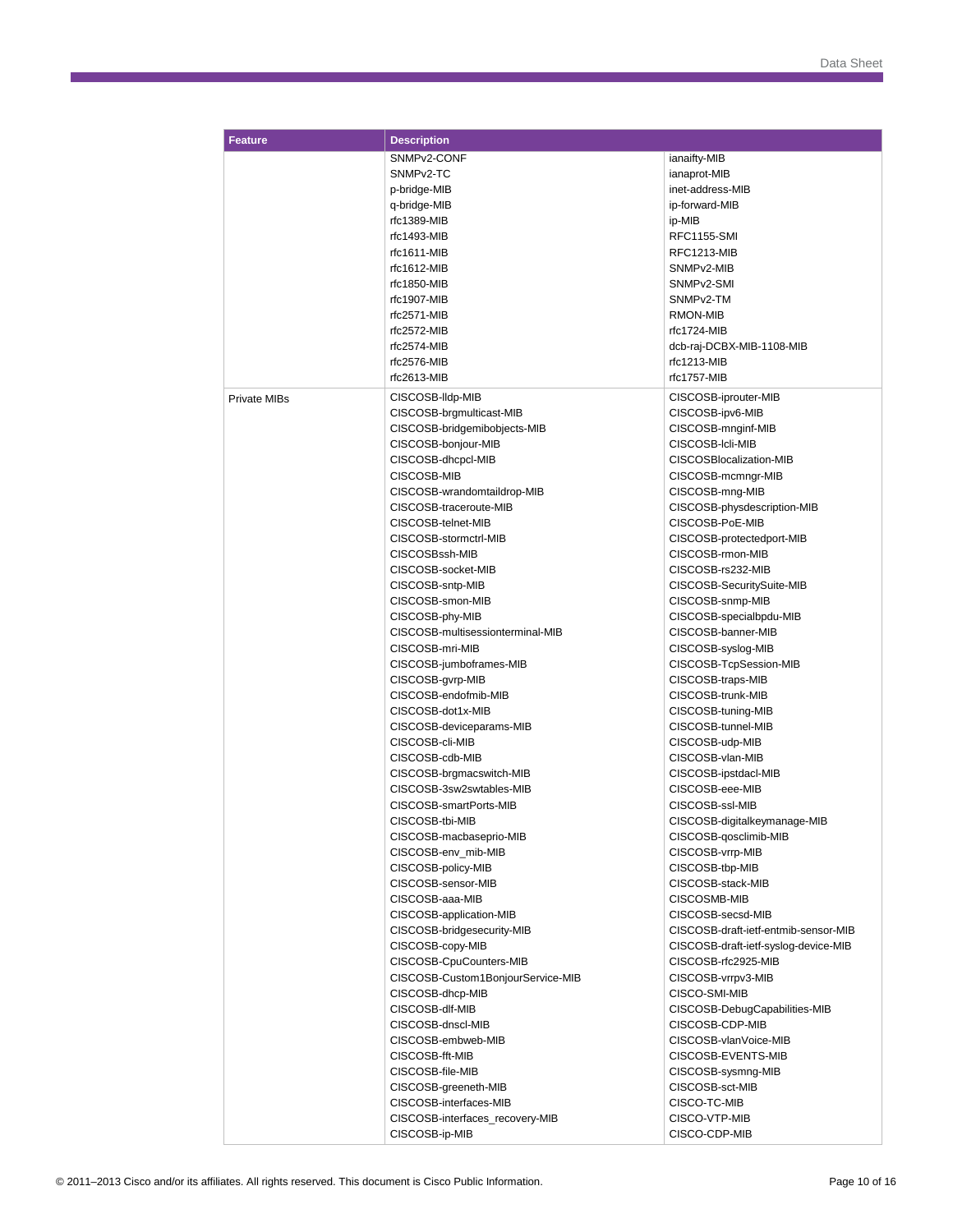| Feature | Description | |
|---|---|---|
| | SNMPv2-CONF | ianaifty-MIB |
| | SNMPv2-TC | ianaprot-MIB |
| | p-bridge-MIB | inet-address-MIB |
| | q-bridge-MIB | ip-forward-MIB |
| | rfc1389-MIB | ip-MIB |
| | rfc1493-MIB | RFC1155-SMI |
| | rfc1611-MIB | RFC1213-MIB |
| | rfc1612-MIB | SNMPv2-MIB |
| | rfc1850-MIB | SNMPv2-SMI |
| | rfc1907-MIB | SNMPv2-TM |
| | rfc2571-MIB | RMON-MIB |
| | rfc2572-MIB | rfc1724-MIB |
| | rfc2574-MIB | dcb-raj-DCBX-MIB-1108-MIB |
| | rfc2576-MIB | rfc1213-MIB |
| | rfc2613-MIB | rfc1757-MIB |
| Private MIBs | CISCOSB-lldp-MIB | CISCOSB-iprouter-MIB |
| | CISCOSB-brgmulticast-MIB | CISCOSB-ipv6-MIB |
| | CISCOSB-bridgemibobjects-MIB | CISCOSB-mnginf-MIB |
| | CISCOSB-bonjour-MIB | CISCOSB-lcli-MIB |
| | CISCOSB-dhcpcl-MIB | CISCOSBlocalization-MIB |
| | CISCOSB-MIB | CISCOSB-mcmngr-MIB |
| | CISCOSB-wrandomtaildrop-MIB | CISCOSB-mng-MIB |
| | CISCOSB-traceroute-MIB | CISCOSB-physdescription-MIB |
| | CISCOSB-telnet-MIB | CISCOSB-PoE-MIB |
| | CISCOSB-stormctrl-MIB | CISCOSB-protectedport-MIB |
| | CISCOSBssh-MIB | CISCOSB-rmon-MIB |
| | CISCOSB-socket-MIB | CISCOSB-rs232-MIB |
| | CISCOSB-sntp-MIB | CISCOSB-SecuritySuite-MIB |
| | CISCOSB-smon-MIB | CISCOSB-snmp-MIB |
| | CISCOSB-phy-MIB | CISCOSB-specialbpdu-MIB |
| | CISCOSB-multisessionterminal-MIB | CISCOSB-banner-MIB |
| | CISCOSB-mri-MIB | CISCOSB-syslog-MIB |
| | CISCOSB-jumboframes-MIB | CISCOSB-TcpSession-MIB |
| | CISCOSB-gvrp-MIB | CISCOSB-traps-MIB |
| | CISCOSB-endofmib-MIB | CISCOSB-trunk-MIB |
| | CISCOSB-dot1x-MIB | CISCOSB-tuning-MIB |
| | CISCOSB-deviceparams-MIB | CISCOSB-tunnel-MIB |
| | CISCOSB-cli-MIB | CISCOSB-udp-MIB |
| | CISCOSB-cdb-MIB | CISCOSB-vlan-MIB |
| | CISCOSB-brgmacswitch-MIB | CISCOSB-ipstdacl-MIB |
| | CISCOSB-3sw2swtables-MIB | CISCOSB-eee-MIB |
| | CISCOSB-smartPorts-MIB | CISCOSB-ssl-MIB |
| | CISCOSB-tbi-MIB | CISCOSB-digitalkeymanage-MIB |
| | CISCOSB-macbaseprio-MIB | CISCOSB-qosclimib-MIB |
| | CISCOSB-env_mib-MIB | CISCOSB-vrrp-MIB |
| | CISCOSB-policy-MIB | CISCOSB-tbp-MIB |
| | CISCOSB-sensor-MIB | CISCOSB-stack-MIB |
| | CISCOSB-aaa-MIB | CISCOSMB-MIB |
| | CISCOSB-application-MIB | CISCOSB-secsd-MIB |
| | CISCOSB-bridgesecurity-MIB | CISCOSB-draft-ietf-entmib-sensor-MIB |
| | CISCOSB-copy-MIB | CISCOSB-draft-ietf-syslog-device-MIB |
| | CISCOSB-CpuCounters-MIB | CISCOSB-rfc2925-MIB |
| | CISCOSB-Custom1BonjourService-MIB | CISCOSB-vrrpv3-MIB |
| | CISCOSB-dhcp-MIB | CISCO-SMI-MIB |
| | CISCOSB-dlf-MIB | CISCOSB-DebugCapabilities-MIB |
| | CISCOSB-dnscl-MIB | CISCOSB-CDP-MIB |
| | CISCOSB-embweb-MIB | CISCOSB-vlanVoice-MIB |
| | CISCOSB-fft-MIB | CISCOSB-EVENTS-MIB |
| | CISCOSB-file-MIB | CISCOSB-sysmng-MIB |
| | CISCOSB-greeneth-MIB | CISCOSB-sct-MIB |
| | CISCOSB-interfaces-MIB | CISCO-TC-MIB |
| | CISCOSB-interfaces_recovery-MIB | CISCO-VTP-MIB |
| | CISCOSB-ip-MIB | CISCO-CDP-MIB |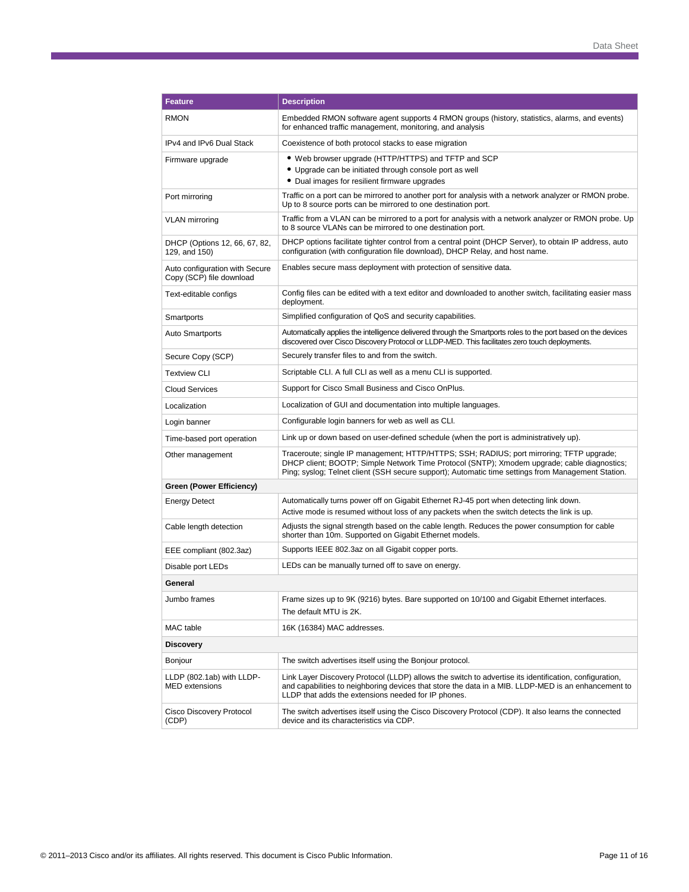| Feature | Description |
|---|---|
| RMON | Embedded RMON software agent supports 4 RMON groups (history, statistics, alarms, and events) for enhanced traffic management, monitoring, and analysis |
| IPv4 and IPv6 Dual Stack | Coexistence of both protocol stacks to ease migration |
| Firmware upgrade | • Web browser upgrade (HTTP/HTTPS) and TFTP and SCP<br>• Upgrade can be initiated through console port as well<br>• Dual images for resilient firmware upgrades |
| Port mirroring | Traffic on a port can be mirrored to another port for analysis with a network analyzer or RMON probe. Up to 8 source ports can be mirrored to one destination port. |
| VLAN mirroring | Traffic from a VLAN can be mirrored to a port for analysis with a network analyzer or RMON probe. Up to 8 source VLANs can be mirrored to one destination port. |
| DHCP (Options 12, 66, 67, 82, 129, and 150) | DHCP options facilitate tighter control from a central point (DHCP Server), to obtain IP address, auto configuration (with configuration file download), DHCP Relay, and host name. |
| Auto configuration with Secure Copy (SCP) file download | Enables secure mass deployment with protection of sensitive data. |
| Text-editable configs | Config files can be edited with a text editor and downloaded to another switch, facilitating easier mass deployment. |
| Smartports | Simplified configuration of QoS and security capabilities. |
| Auto Smartports | Automatically applies the intelligence delivered through the Smartports roles to the port based on the devices discovered over Cisco Discovery Protocol or LLDP-MED. This facilitates zero touch deployments. |
| Secure Copy (SCP) | Securely transfer files to and from the switch. |
| Textview CLI | Scriptable CLI. A full CLI as well as a menu CLI is supported. |
| Cloud Services | Support for Cisco Small Business and Cisco OnPlus. |
| Localization | Localization of GUI and documentation into multiple languages. |
| Login banner | Configurable login banners for web as well as CLI. |
| Time-based port operation | Link up or down based on user-defined schedule (when the port is administratively up). |
| Other management | Traceroute; single IP management; HTTP/HTTPS; SSH; RADIUS; port mirroring; TFTP upgrade; DHCP client; BOOTP; Simple Network Time Protocol (SNTP); Xmodem upgrade; cable diagnostics; Ping; syslog; Telnet client (SSH secure support); Automatic time settings from Management Station. |
| **Green (Power Efficiency)** | |
| Energy Detect | Automatically turns power off on Gigabit Ethernet RJ-45 port when detecting link down.<br>Active mode is resumed without loss of any packets when the switch detects the link is up. |
| Cable length detection | Adjusts the signal strength based on the cable length. Reduces the power consumption for cable shorter than 10m. Supported on Gigabit Ethernet models. |
| EEE compliant (802.3az) | Supports IEEE 802.3az on all Gigabit copper ports. |
| Disable port LEDs | LEDs can be manually turned off to save on energy. |
| **General** | |
| Jumbo frames | Frame sizes up to 9K (9216) bytes. Bare supported on 10/100 and Gigabit Ethernet interfaces.<br>The default MTU is 2K. |
| MAC table | 16K (16384) MAC addresses. |
| **Discovery** | |
| Bonjour | The switch advertises itself using the Bonjour protocol. |
| LLDP (802.1ab) with LLDP-MED extensions | Link Layer Discovery Protocol (LLDP) allows the switch to advertise its identification, configuration, and capabilities to neighboring devices that store the data in a MIB. LLDP-MED is an enhancement to LLDP that adds the extensions needed for IP phones. |
| Cisco Discovery Protocol (CDP) | The switch advertises itself using the Cisco Discovery Protocol (CDP). It also learns the connected device and its characteristics via CDP. |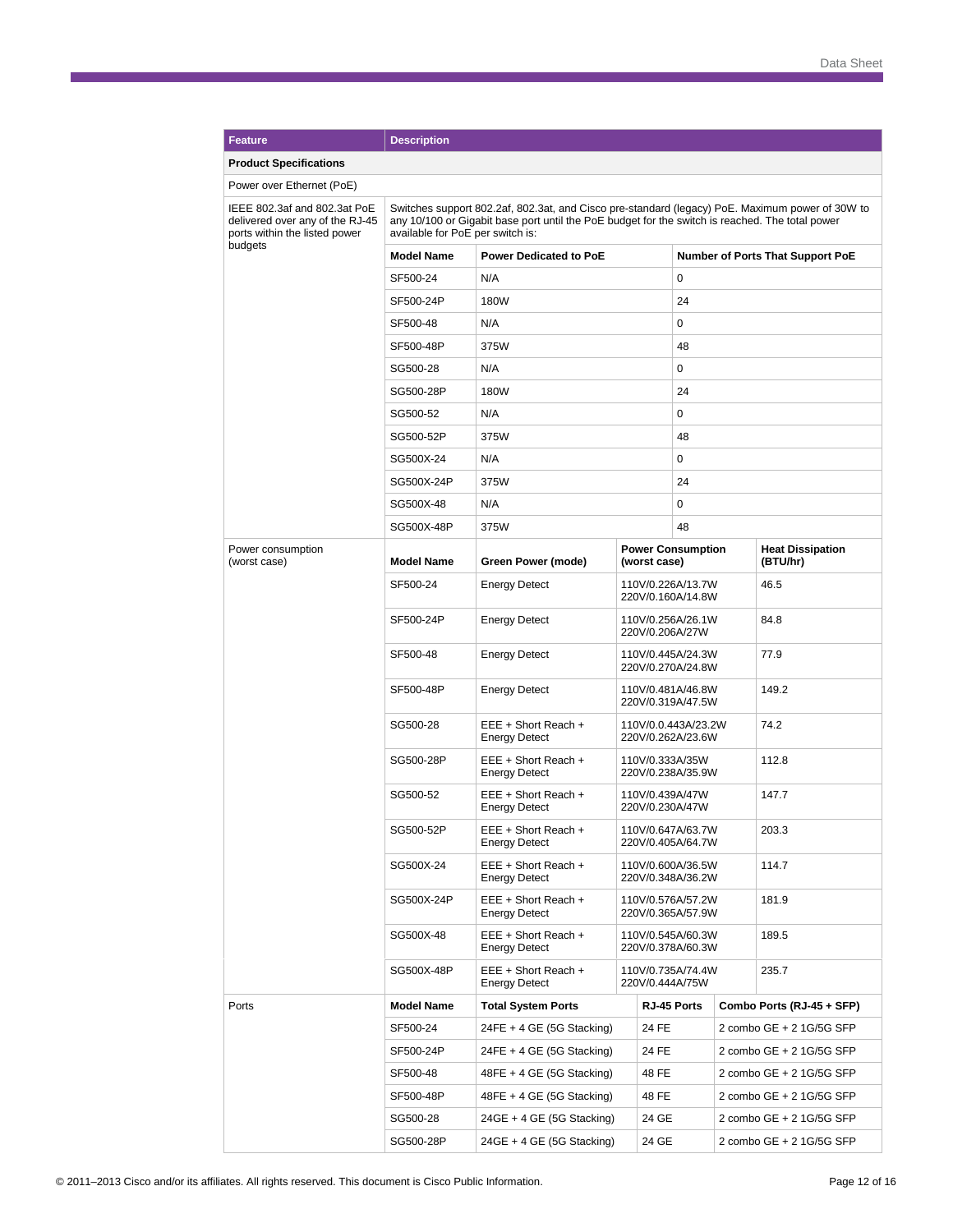| Feature | Description | | | |
|---|---|---|---|---|
| **Product Specifications** | | | | |
| Power over Ethernet (PoE) | | | | |
| IEEE 802.3af and 802.3at PoE delivered over any of the RJ-45 ports within the listed power budgets | Switches support 802.2af, 802.3at, and Cisco pre-standard (legacy) PoE. Maximum power of 30W to any 10/100 or Gigabit base port until the PoE budget for the switch is reached. The total power available for PoE per switch is: | | | |
| | **Model Name** | **Power Dedicated to PoE** | **Number of Ports That Support PoE** | |
| | SF500-24 | N/A | 0 | |
| | SF500-24P | 180W | 24 | |
| | SF500-48 | N/A | 0 | |
| | SF500-48P | 375W | 48 | |
| | SG500-28 | N/A | 0 | |
| | SG500-28P | 180W | 24 | |
| | SG500-52 | N/A | 0 | |
| | SG500-52P | 375W | 48 | |
| | SG500X-24 | N/A | 0 | |
| | SG500X-24P | 375W | 24 | |
| | SG500X-48 | N/A | 0 | |
| | SG500X-48P | 375W | 48 | |
| Power consumption (worst case) | **Model Name** | **Green Power (mode)** | **Power Consumption (worst case)** | **Heat Dissipation (BTU/hr)** |
| | SF500-24 | Energy Detect | 110V/0.226A/13.7W 220V/0.160A/14.8W | 46.5 |
| | SF500-24P | Energy Detect | 110V/0.256A/26.1W 220V/0.206A/27W | 84.8 |
| | SF500-48 | Energy Detect | 110V/0.445A/24.3W 220V/0.270A/24.8W | 77.9 |
| | SF500-48P | Energy Detect | 110V/0.481A/46.8W 220V/0.319A/47.5W | 149.2 |
| | SG500-28 | EEE + Short Reach + Energy Detect | 110V/0.0.443A/23.2W 220V/0.262A/23.6W | 74.2 |
| | SG500-28P | EEE + Short Reach + Energy Detect | 110V/0.333A/35W 220V/0.238A/35.9W | 112.8 |
| | SG500-52 | EEE + Short Reach + Energy Detect | 110V/0.439A/47W 220V/0.230A/47W | 147.7 |
| | SG500-52P | EEE + Short Reach + Energy Detect | 110V/0.647A/63.7W 220V/0.405A/64.7W | 203.3 |
| | SG500X-24 | EEE + Short Reach + Energy Detect | 110V/0.600A/36.5W 220V/0.348A/36.2W | 114.7 |
| | SG500X-24P | EEE + Short Reach + Energy Detect | 110V/0.576A/57.2W 220V/0.365A/57.9W | 181.9 |
| | SG500X-48 | EEE + Short Reach + Energy Detect | 110V/0.545A/60.3W 220V/0.378A/60.3W | 189.5 |
| | SG500X-48P | EEE + Short Reach + Energy Detect | 110V/0.735A/74.4W 220V/0.444A/75W | 235.7 |
| Ports | **Model Name** | **Total System Ports** | **RJ-45 Ports** | **Combo Ports (RJ-45 + SFP)** |
| | SF500-24 | 24FE + 4 GE (5G Stacking) | 24 FE | 2 combo GE + 2 1G/5G SFP |
| | SF500-24P | 24FE + 4 GE (5G Stacking) | 24 FE | 2 combo GE + 2 1G/5G SFP |
| | SF500-48 | 48FE + 4 GE (5G Stacking) | 48 FE | 2 combo GE + 2 1G/5G SFP |
| | SF500-48P | 48FE + 4 GE (5G Stacking) | 48 FE | 2 combo GE + 2 1G/5G SFP |
| | SG500-28 | 24GE + 4 GE (5G Stacking) | 24 GE | 2 combo GE + 2 1G/5G SFP |
| | SG500-28P | 24GE + 4 GE (5G Stacking) | 24 GE | 2 combo GE + 2 1G/5G SFP |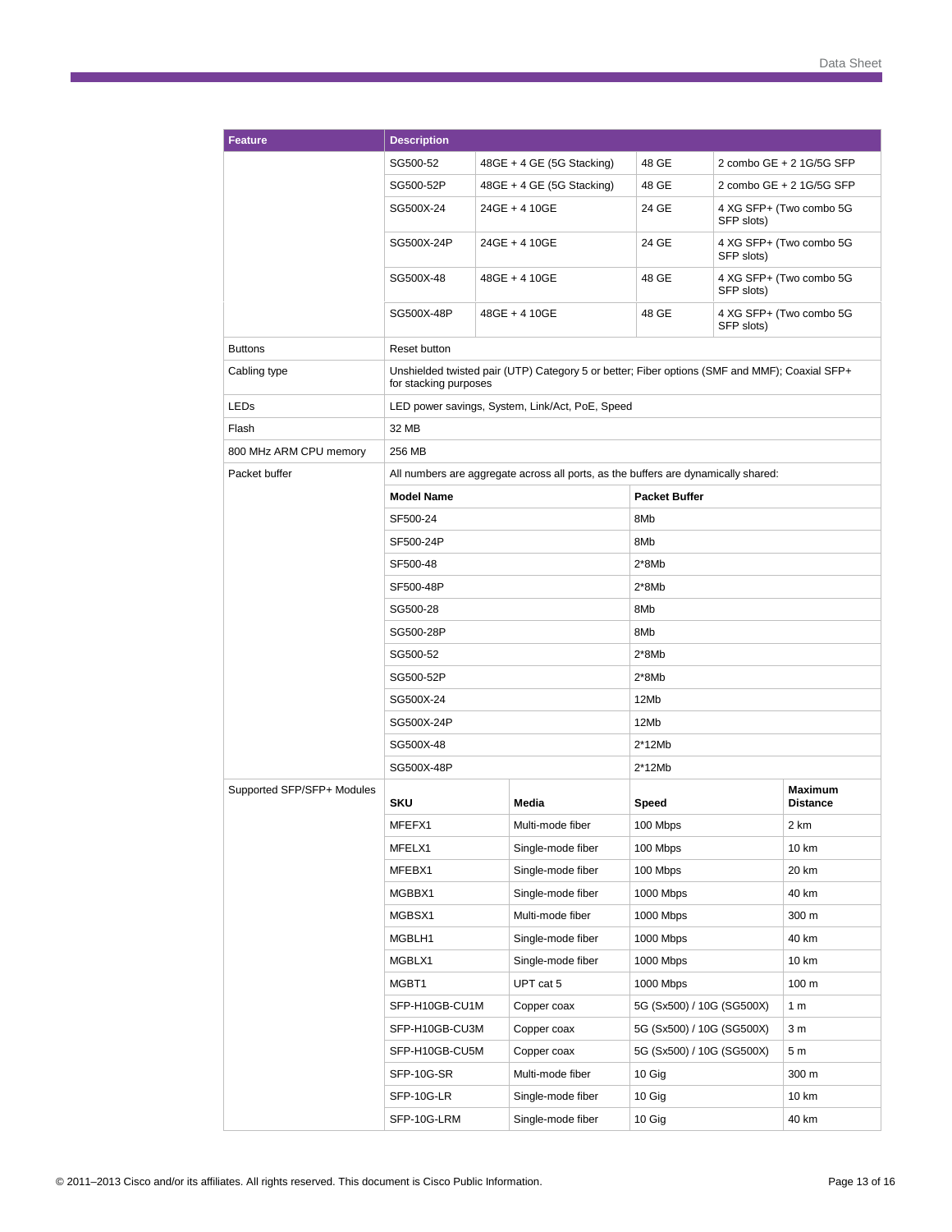| Feature | Description | | | |
|---|---|---|---|---|
| | SG500-52 | 48GE + 4 GE (5G Stacking) | 48 GE | 2 combo GE + 2 1G/5G SFP |
| | SG500-52P | 48GE + 4 GE (5G Stacking) | 48 GE | 2 combo GE + 2 1G/5G SFP |
| | SG500X-24 | 24GE + 4 10GE | 24 GE | 4 XG SFP+ (Two combo 5G SFP slots) |
| | SG500X-24P | 24GE + 4 10GE | 24 GE | 4 XG SFP+ (Two combo 5G SFP slots) |
| | SG500X-48 | 48GE + 4 10GE | 48 GE | 4 XG SFP+ (Two combo 5G SFP slots) |
| | SG500X-48P | 48GE + 4 10GE | 48 GE | 4 XG SFP+ (Two combo 5G SFP slots) |
| Buttons | Reset button | | | |
| Cabling type | Unshielded twisted pair (UTP) Category 5 or better; Fiber options (SMF and MMF); Coaxial SFP+ for stacking purposes | | | |
| LEDs | LED power savings, System, Link/Act, PoE, Speed | | | |
| Flash | 32 MB | | | |
| 800 MHz ARM CPU memory | 256 MB | | | |
| Packet buffer | All numbers are aggregate across all ports, as the buffers are dynamically shared: | | | |
| | **Model Name** | | **Packet Buffer** | |
| | SF500-24 | | 8Mb | |
| | SF500-24P | | 8Mb | |
| | SF500-48 | | 2*8Mb | |
| | SF500-48P | | 2*8Mb | |
| | SG500-28 | | 8Mb | |
| | SG500-28P | | 8Mb | |
| | SG500-52 | | 2*8Mb | |
| | SG500-52P | | 2*8Mb | |
| | SG500X-24 | | 12Mb | |
| | SG500X-24P | | 12Mb | |
| | SG500X-48 | | 2*12Mb | |
| | SG500X-48P | | 2*12Mb | |
| Supported SFP/SFP+ Modules | **SKU** | **Media** | **Speed** | **Maximum Distance** |
| | MFEFX1 | Multi-mode fiber | 100 Mbps | 2 km |
| | MFELX1 | Single-mode fiber | 100 Mbps | 10 km |
| | MFEBX1 | Single-mode fiber | 100 Mbps | 20 km |
| | MGBBX1 | Single-mode fiber | 1000 Mbps | 40 km |
| | MGBSX1 | Multi-mode fiber | 1000 Mbps | 300 m |
| | MGBLH1 | Single-mode fiber | 1000 Mbps | 40 km |
| | MGBLX1 | Single-mode fiber | 1000 Mbps | 10 km |
| | MGBT1 | UPT cat 5 | 1000 Mbps | 100 m |
| | SFP-H10GB-CU1M | Copper coax | 5G (Sx500) / 10G (SG500X) | 1 m |
| | SFP-H10GB-CU3M | Copper coax | 5G (Sx500) / 10G (SG500X) | 3 m |
| | SFP-H10GB-CU5M | Copper coax | 5G (Sx500) / 10G (SG500X) | 5 m |
| | SFP-10G-SR | Multi-mode fiber | 10 Gig | 300 m |
| | SFP-10G-LR | Single-mode fiber | 10 Gig | 10 km |
| | SFP-10G-LRM | Single-mode fiber | 10 Gig | 40 km |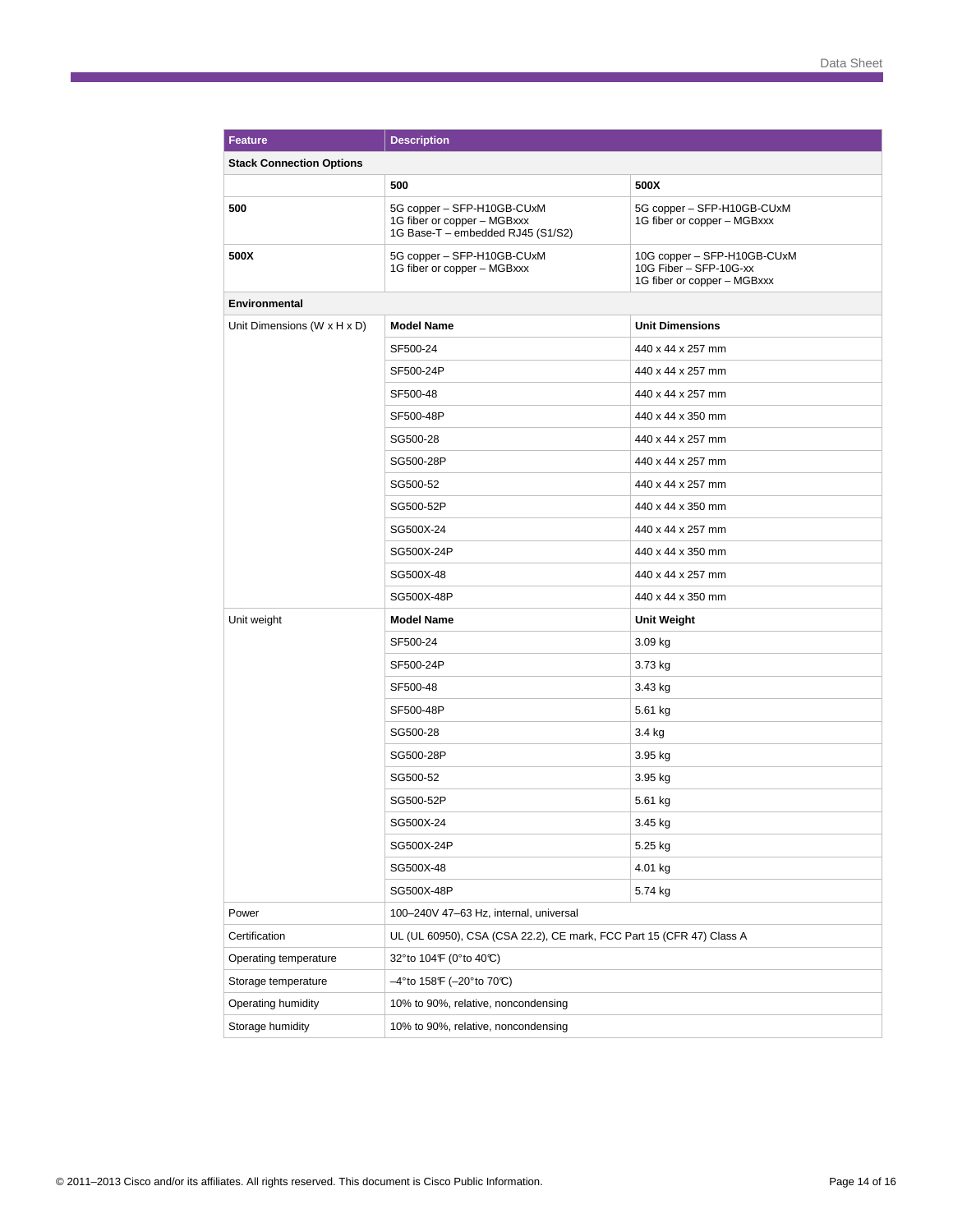| Feature | Description | |
|---|---|---|
| **Stack Connection Options** | | |
| | **500** | **500X** |
| **500** | 5G copper – SFP-H10GB-CUxM<br>1G fiber or copper – MGBxxx<br>1G Base-T – embedded RJ45 (S1/S2) | 5G copper – SFP-H10GB-CUxM<br>1G fiber or copper – MGBxxx |
| **500X** | 5G copper – SFP-H10GB-CUxM<br>1G fiber or copper – MGBxxx | 10G copper – SFP-H10GB-CUxM<br>10G Fiber – SFP-10G-xx<br>1G fiber or copper – MGBxxx |
| **Environmental** | | |
| Unit Dimensions (W x H x D) | **Model Name** | **Unit Dimensions** |
| | SF500-24 | 440 x 44 x 257 mm |
| | SF500-24P | 440 x 44 x 257 mm |
| | SF500-48 | 440 x 44 x 257 mm |
| | SF500-48P | 440 x 44 x 350 mm |
| | SG500-28 | 440 x 44 x 257 mm |
| | SG500-28P | 440 x 44 x 257 mm |
| | SG500-52 | 440 x 44 x 257 mm |
| | SG500-52P | 440 x 44 x 350 mm |
| | SG500X-24 | 440 x 44 x 257 mm |
| | SG500X-24P | 440 x 44 x 350 mm |
| | SG500X-48 | 440 x 44 x 257 mm |
| | SG500X-48P | 440 x 44 x 350 mm |
| Unit weight | **Model Name** | **Unit Weight** |
| | SF500-24 | 3.09 kg |
| | SF500-24P | 3.73 kg |
| | SF500-48 | 3.43 kg |
| | SF500-48P | 5.61 kg |
| | SG500-28 | 3.4 kg |
| | SG500-28P | 3.95 kg |
| | SG500-52 | 3.95 kg |
| | SG500-52P | 5.61 kg |
| | SG500X-24 | 3.45 kg |
| | SG500X-24P | 5.25 kg |
| | SG500X-48 | 4.01 kg |
| | SG500X-48P | 5.74 kg |
| Power | 100–240V 47–63 Hz, internal, universal | |
| Certification | UL (UL 60950), CSA (CSA 22.2), CE mark, FCC Part 15 (CFR 47) Class A | |
| Operating temperature | 32°to 104°F (0°to 40°C) | |
| Storage temperature | –4°to 158°F (–20°to 70°C) | |
| Operating humidity | 10% to 90%, relative, noncondensing | |
| Storage humidity | 10% to 90%, relative, noncondensing | |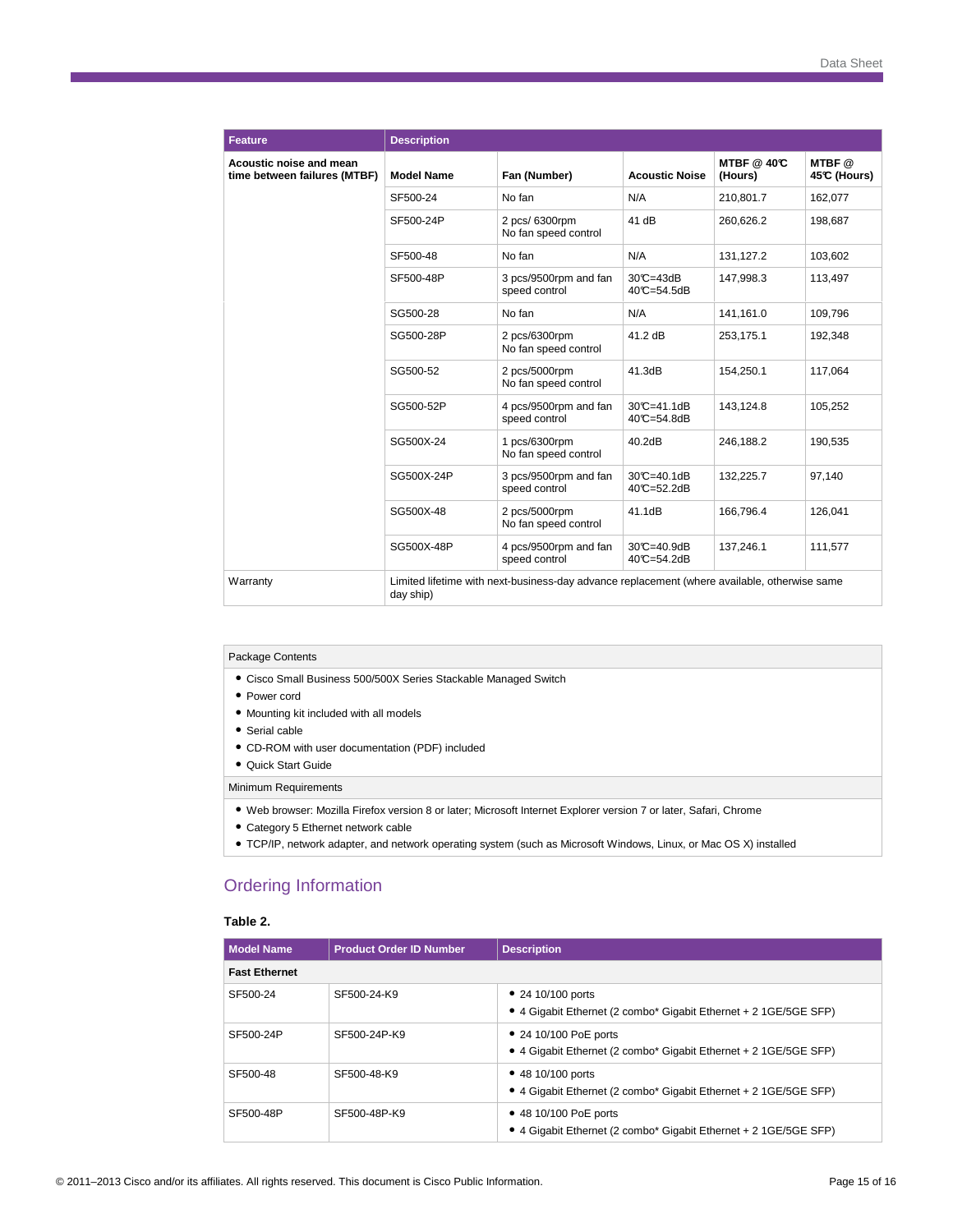| Feature | Description | | | | |
|---|---|---|---|---|---|
| **Acoustic noise and mean time between failures (MTBF)** | **Model Name** | **Fan (Number)** | **Acoustic Noise** | **MTBF @ 40℃ (Hours)** | **MTBF @ 45℃ (Hours)** |
| | SF500-24 | No fan | N/A | 210,801.7 | 162,077 |
| | SF500-24P | 2 pcs/ 6300rpm No fan speed control | 41 dB | 260,626.2 | 198,687 |
| | SF500-48 | No fan | N/A | 131,127.2 | 103,602 |
| | SF500-48P | 3 pcs/9500rpm and fan speed control | 30℃=43dB 40℃=54.5dB | 147,998.3 | 113,497 |
| | SG500-28 | No fan | N/A | 141,161.0 | 109,796 |
| | SG500-28P | 2 pcs/6300rpm No fan speed control | 41.2 dB | 253,175.1 | 192,348 |
| | SG500-52 | 2 pcs/5000rpm No fan speed control | 41.3dB | 154,250.1 | 117,064 |
| | SG500-52P | 4 pcs/9500rpm and fan speed control | 30℃=41.1dB 40℃=54.8dB | 143,124.8 | 105,252 |
| | SG500X-24 | 1 pcs/6300rpm No fan speed control | 40.2dB | 246,188.2 | 190,535 |
| | SG500X-24P | 3 pcs/9500rpm and fan speed control | 30℃=40.1dB 40℃=52.2dB | 132,225.7 | 97,140 |
| | SG500X-48 | 2 pcs/5000rpm No fan speed control | 41.1dB | 166,796.4 | 126,041 |
| | SG500X-48P | 4 pcs/9500rpm and fan speed control | 30℃=40.9dB 40℃=54.2dB | 137,246.1 | 111,577 |
| Warranty | Limited lifetime with next-business-day advance replacement (where available, otherwise same day ship) | | | | |

| Package Contents |
|---|
| • Cisco Small Business 500/500X Series Stackable Managed Switch<br>• Power cord<br>• Mounting kit included with all models<br>• Serial cable<br>• CD-ROM with user documentation (PDF) included<br>• Quick Start Guide |
| Minimum Requirements |
| • Web browser: Mozilla Firefox version 8 or later; Microsoft Internet Explorer version 7 or later, Safari, Chrome<br>• Category 5 Ethernet network cable<br>• TCP/IP, network adapter, and network operating system (such as Microsoft Windows, Linux, or Mac OS X) installed |

## Ordering Information

**Table 2.**

| Model Name | Product Order ID Number | Description |
|---|---|---|
| **Fast Ethernet** | | |
| SF500-24 | SF500-24-K9 | • 24 10/100 ports<br>• 4 Gigabit Ethernet (2 combo* Gigabit Ethernet + 2 1GE/5GE SFP) |
| SF500-24P | SF500-24P-K9 | • 24 10/100 PoE ports<br>• 4 Gigabit Ethernet (2 combo* Gigabit Ethernet + 2 1GE/5GE SFP) |
| SF500-48 | SF500-48-K9 | • 48 10/100 ports<br>• 4 Gigabit Ethernet (2 combo* Gigabit Ethernet + 2 1GE/5GE SFP) |
| SF500-48P | SF500-48P-K9 | • 48 10/100 PoE ports<br>• 4 Gigabit Ethernet (2 combo* Gigabit Ethernet + 2 1GE/5GE SFP) |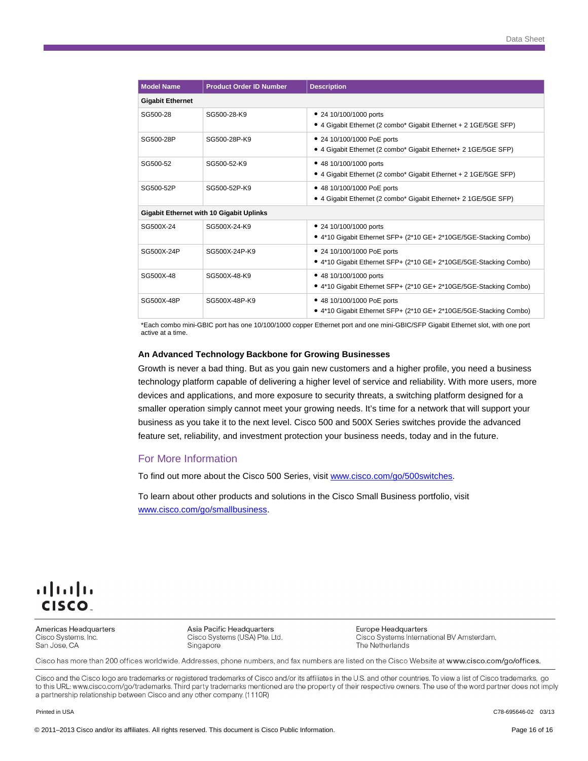| Model Name | Product Order ID Number | Description |
|---|---|---|
| **Gigabit Ethernet** | | |
| SG500-28 | SG500-28-K9 | • 24 10/100/1000 ports<br>• 4 Gigabit Ethernet (2 combo* Gigabit Ethernet + 2 1GE/5GE SFP) |
| SG500-28P | SG500-28P-K9 | • 24 10/100/1000 PoE ports<br>• 4 Gigabit Ethernet (2 combo* Gigabit Ethernet+ 2 1GE/5GE SFP) |
| SG500-52 | SG500-52-K9 | • 48 10/100/1000 ports<br>• 4 Gigabit Ethernet (2 combo* Gigabit Ethernet + 2 1GE/5GE SFP) |
| SG500-52P | SG500-52P-K9 | • 48 10/100/1000 PoE ports<br>• 4 Gigabit Ethernet (2 combo* Gigabit Ethernet+ 2 1GE/5GE SFP) |
| **Gigabit Ethernet with 10 Gigabit Uplinks** | | |
| SG500X-24 | SG500X-24-K9 | • 24 10/100/1000 ports<br>• 4*10 Gigabit Ethernet SFP+ (2*10 GE+ 2*10GE/5GE-Stacking Combo) |
| SG500X-24P | SG500X-24P-K9 | • 24 10/100/1000 PoE ports<br>• 4*10 Gigabit Ethernet SFP+ (2*10 GE+ 2*10GE/5GE-Stacking Combo) |
| SG500X-48 | SG500X-48-K9 | • 48 10/100/1000 ports<br>• 4*10 Gigabit Ethernet SFP+ (2*10 GE+ 2*10GE/5GE-Stacking Combo) |
| SG500X-48P | SG500X-48P-K9 | • 48 10/100/1000 PoE ports<br>• 4*10 Gigabit Ethernet SFP+ (2*10 GE+ 2*10GE/5GE-Stacking Combo) |

*Each combo mini-GBIC port has one 10/100/1000 copper Ethernet port and one mini-GBIC/SFP Gigabit Ethernet slot, with one port active at a time.

### An Advanced Technology Backbone for Growing Businesses

Growth is never a bad thing. But as you gain new customers and a higher profile, you need a business technology platform capable of delivering a higher level of service and reliability. With more users, more devices and applications, and more exposure to security threats, a switching platform designed for a smaller operation simply cannot meet your growing needs. It's time for a network that will support your business as you take it to the next level. Cisco 500 and 500X Series switches provide the advanced feature set, reliability, and investment protection your business needs, today and in the future.

## For More Information

To find out more about the Cisco 500 Series, visit www.cisco.com/go/500switches.

To learn about other products and solutions in the Cisco Small Business portfolio, visit www.cisco.com/go/smallbusiness.

Americas Headquarters
Cisco Systems, Inc.
San Jose, CA

Asia Pacific Headquarters
Cisco Systems (USA) Pte. Ltd.
Singapore

Europe Headquarters
Cisco Systems International BV Amsterdam,
The Netherlands

Cisco has more than 200 offices worldwide. Addresses, phone numbers, and fax numbers are listed on the Cisco Website at www.cisco.com/go/offices.

Cisco and the Cisco logo are trademarks or registered trademarks of Cisco and/or its affiliates in the U.S. and other countries. To view a list of Cisco trademarks, go to this URL: www.cisco.com/go/trademarks. Third party trademarks mentioned are the property of their respective owners. The use of the word partner does not imply a partnership relationship between Cisco and any other company. (1110R)

Printed in USA

C78-695646-02 03/13

© 2011–2013 Cisco and/or its affiliates. All rights reserved. This document is Cisco Public Information.